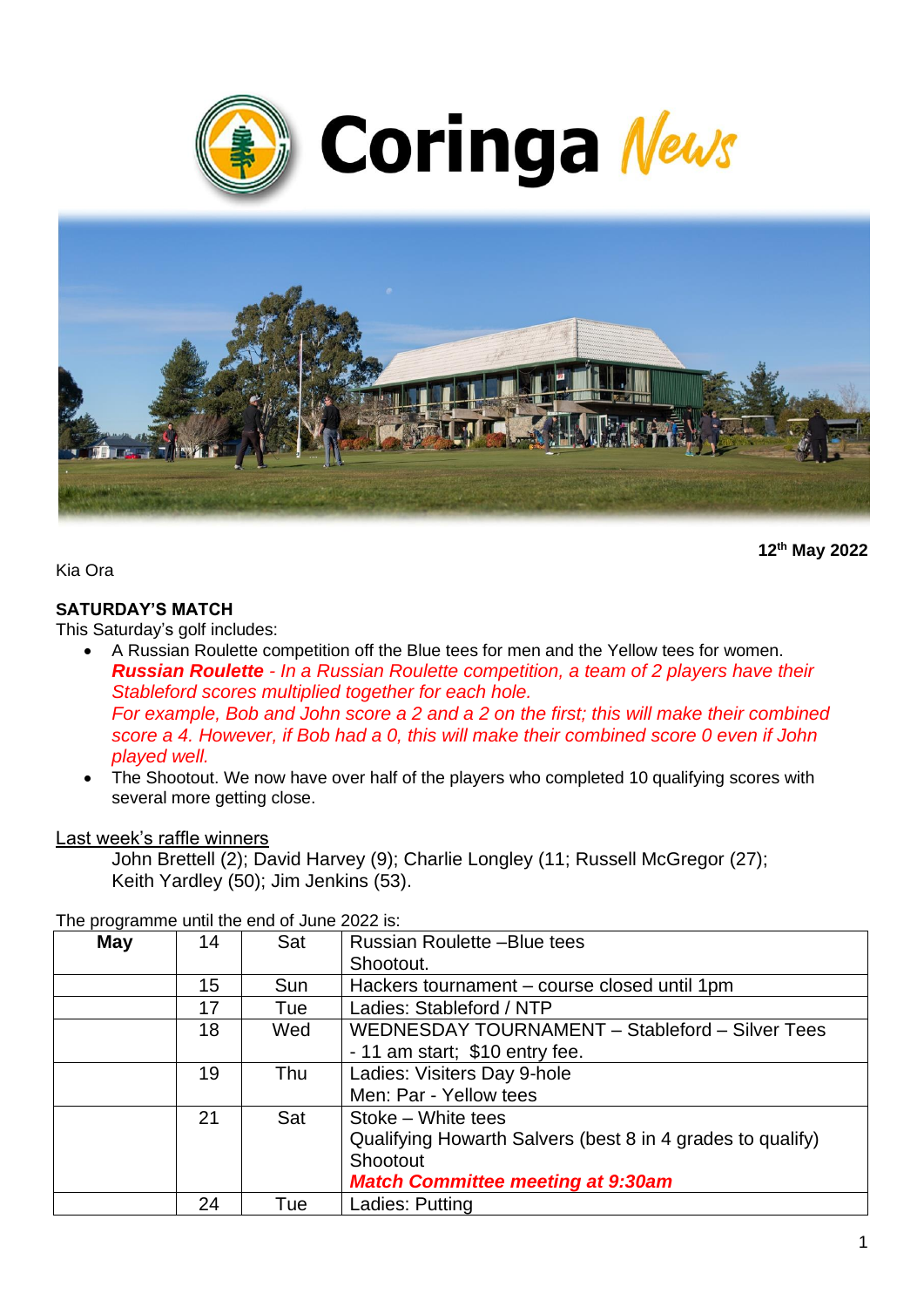# Coringa News

**12th May 2022**

Kia Ora

**SATURDAY'S MATCH**

This Saturday's golf includes:

- A Russian Roulette competition off the Blue tees for men and the Yellow tees for women.
  ***Russian Roulette** - In a Russian Roulette competition, a team of 2 players have their Stableford scores multiplied together for each hole.*
  *For example, Bob and John score a 2 and a 2 on the first; this will make their combined score a 4. However, if Bob had a 0, this will make their combined score 0 even if John played well.*
- The Shootout. We now have over half of the players who completed 10 qualifying scores with several more getting close.

Last week's raffle winners

John Brettell (2); David Harvey (9); Charlie Longley (11; Russell McGregor (27); Keith Yardley (50); Jim Jenkins (53).

The programme until the end of June 2022 is:

| May | 14 | Sat | Russian Roulette –Blue tees<br>Shootout. |
|---|---|---|---|
| | 15 | Sun | Hackers tournament – course closed until 1pm |
| | 17 | Tue | Ladies: Stableford / NTP |
| | 18 | Wed | WEDNESDAY TOURNAMENT – Stableford – Silver Tees - 11 am start; $10 entry fee. |
| | 19 | Thu | Ladies: Visitors Day 9-hole<br>Men: Par - Yellow tees |
| | 21 | Sat | Stoke – White tees<br>Qualifying Howarth Salvers (best 8 in 4 grades to qualify)<br>Shootout<br>***Match Committee meeting at 9:30am*** |
| | 24 | Tue | Ladies: Putting |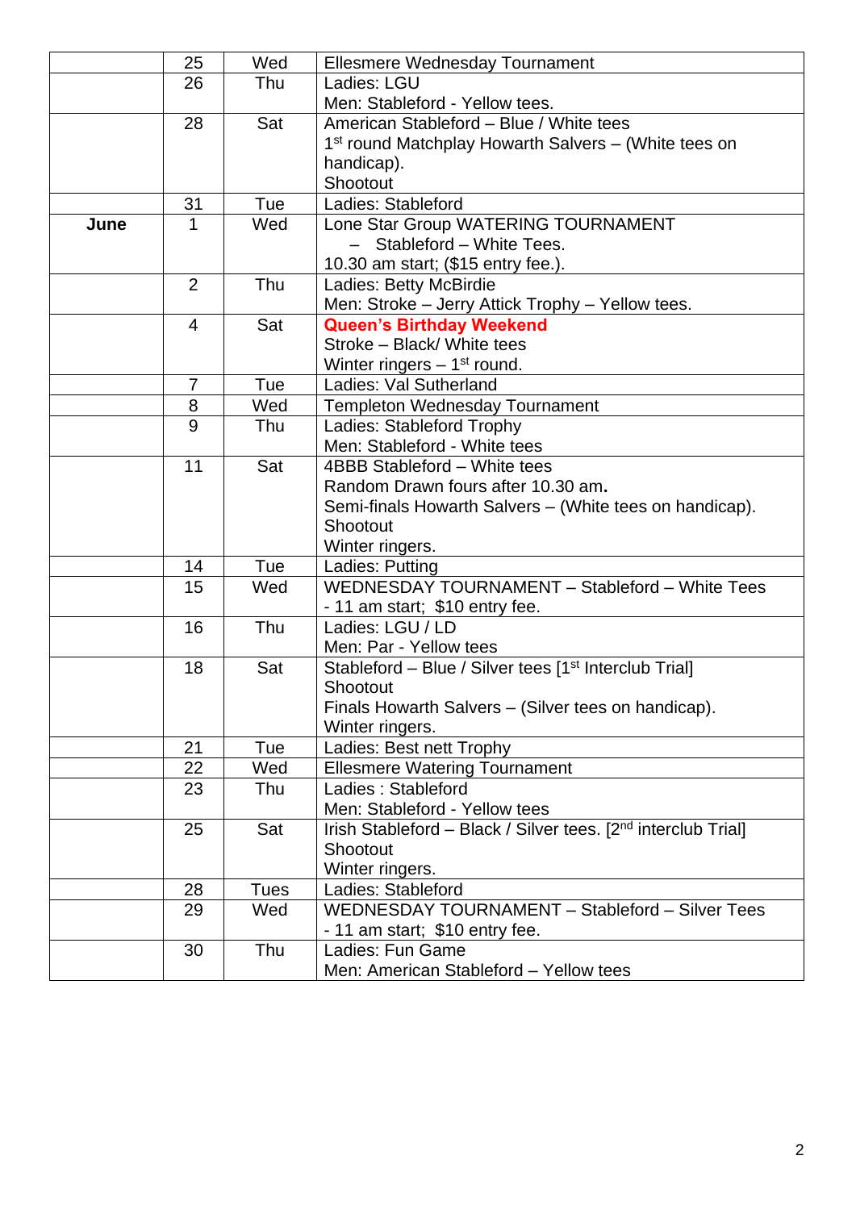|  |  |  |  |
|---|---|---|---|
|  | 25 | Wed | Ellesmere Wednesday Tournament |
|  | 26 | Thu | Ladies: LGU<br>Men: Stableford - Yellow tees. |
|  | 28 | Sat | American Stableford – Blue / White tees<br>1st round Matchplay Howarth Salvers – (White tees on handicap).<br>Shootout |
|  | 31 | Tue | Ladies: Stableford |
| **June** | 1 | Wed | Lone Star Group WATERING TOURNAMENT<br>– Stableford – White Tees.<br>10.30 am start; ($15 entry fee.). |
|  | 2 | Thu | Ladies: Betty McBirdie<br>Men: Stroke – Jerry Attick Trophy – Yellow tees. |
|  | 4 | Sat | **Queen's Birthday Weekend**<br>Stroke – Black/ White tees<br>Winter ringers – 1st round. |
|  | 7 | Tue | Ladies: Val Sutherland |
|  | 8 | Wed | Templeton Wednesday Tournament |
|  | 9 | Thu | Ladies: Stableford Trophy<br>Men: Stableford - White tees |
|  | 11 | Sat | 4BBB Stableford – White tees<br>Random Drawn fours after 10.30 am**.**<br>Semi-finals Howarth Salvers – (White tees on handicap).<br>Shootout<br>Winter ringers. |
|  | 14 | Tue | Ladies: Putting |
|  | 15 | Wed | WEDNESDAY TOURNAMENT – Stableford – White Tees<br>- 11 am start; $10 entry fee. |
|  | 16 | Thu | Ladies: LGU / LD<br>Men: Par - Yellow tees |
|  | 18 | Sat | Stableford – Blue / Silver tees [1st Interclub Trial]<br>Shootout<br>Finals Howarth Salvers – (Silver tees on handicap).<br>Winter ringers. |
|  | 21 | Tue | Ladies: Best nett Trophy |
|  | 22 | Wed | Ellesmere Watering Tournament |
|  | 23 | Thu | Ladies : Stableford<br>Men: Stableford - Yellow tees |
|  | 25 | Sat | Irish Stableford – Black / Silver tees. [2nd interclub Trial]<br>Shootout<br>Winter ringers. |
|  | 28 | Tues | Ladies: Stableford |
|  | 29 | Wed | WEDNESDAY TOURNAMENT – Stableford – Silver Tees<br>- 11 am start; $10 entry fee. |
|  | 30 | Thu | Ladies: Fun Game<br>Men: American Stableford – Yellow tees |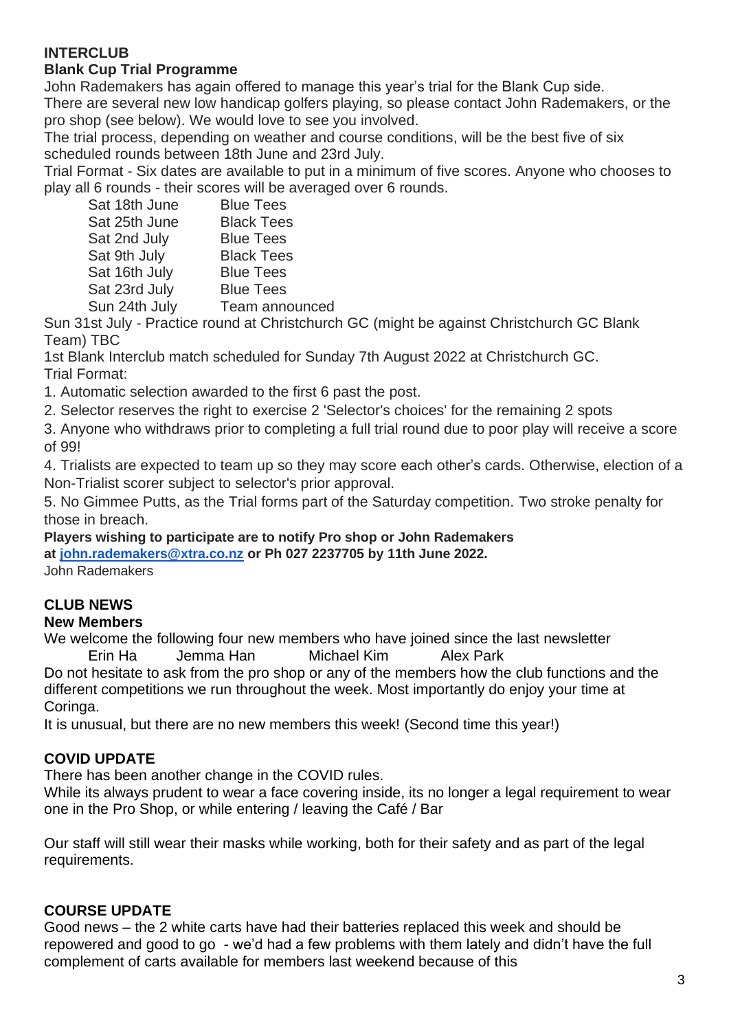## INTERCLUB

### Blank Cup Trial Programme

John Rademakers has again offered to manage this year's trial for the Blank Cup side.
There are several new low handicap golfers playing, so please contact John Rademakers, or the pro shop (see below). We would love to see you involved.
The trial process, depending on weather and course conditions, will be the best five of six scheduled rounds between 18th June and 23rd July.
Trial Format - Six dates are available to put in a minimum of five scores. Anyone who chooses to play all 6 rounds - their scores will be averaged over 6 rounds.

| | |
|---|---|
| Sat 18th June | Blue Tees |
| Sat 25th June | Black Tees |
| Sat 2nd July | Blue Tees |
| Sat 9th July | Black Tees |
| Sat 16th July | Blue Tees |
| Sat 23rd July | Blue Tees |
| Sun 24th July | Team announced |

Sun 31st July - Practice round at Christchurch GC (might be against Christchurch GC Blank Team) TBC
1st Blank Interclub match scheduled for Sunday 7th August 2022 at Christchurch GC.
Trial Format:

1. Automatic selection awarded to the first 6 past the post.
2. Selector reserves the right to exercise 2 'Selector's choices' for the remaining 2 spots
3. Anyone who withdraws prior to completing a full trial round due to poor play will receive a score of 99!
4. Trialists are expected to team up so they may score each other's cards. Otherwise, election of a Non-Trialist scorer subject to selector's prior approval.
5. No Gimmee Putts, as the Trial forms part of the Saturday competition. Two stroke penalty for those in breach.

**Players wishing to participate are to notify Pro shop or John Rademakers at john.rademakers@xtra.co.nz or Ph 027 2237705 by 11th June 2022.**
John Rademakers

## CLUB NEWS

### New Members

We welcome the following four new members who have joined since the last newsletter
Erin Ha    Jemma Han    Michael Kim    Alex Park
Do not hesitate to ask from the pro shop or any of the members how the club functions and the different competitions we run throughout the week. Most importantly do enjoy your time at Coringa.
It is unusual, but there are no new members this week! (Second time this year!)

## COVID UPDATE

There has been another change in the COVID rules.
While its always prudent to wear a face covering inside, its no longer a legal requirement to wear one in the Pro Shop, or while entering / leaving the Café / Bar

Our staff will still wear their masks while working, both for their safety and as part of the legal requirements.

## COURSE UPDATE

Good news – the 2 white carts have had their batteries replaced this week and should be repowered and good to go - we'd had a few problems with them lately and didn't have the full complement of carts available for members last weekend because of this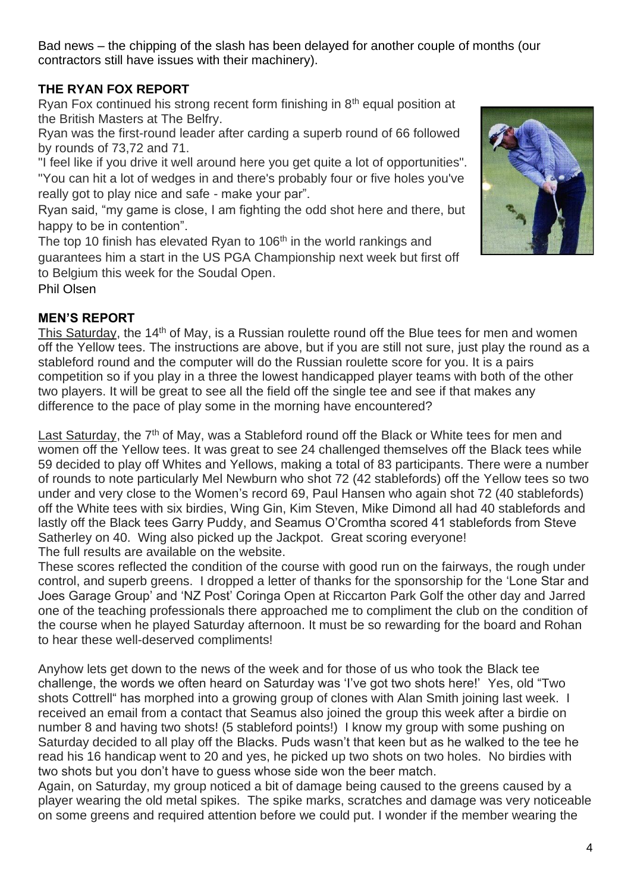Bad news – the chipping of the slash has been delayed for another couple of months (our contractors still have issues with their machinery).

**THE RYAN FOX REPORT**

Ryan Fox continued his strong recent form finishing in 8th equal position at the British Masters at The Belfry.

Ryan was the first-round leader after carding a superb round of 66 followed by rounds of 73,72 and 71.

"I feel like if you drive it well around here you get quite a lot of opportunities". "You can hit a lot of wedges in and there's probably four or five holes you've really got to play nice and safe - make your par".

Ryan said, "my game is close, I am fighting the odd shot here and there, but happy to be in contention".

The top 10 finish has elevated Ryan to 106th in the world rankings and guarantees him a start in the US PGA Championship next week but first off to Belgium this week for the Soudal Open.

Phil Olsen

**MEN'S REPORT**

This Saturday, the 14th of May, is a Russian roulette round off the Blue tees for men and women off the Yellow tees. The instructions are above, but if you are still not sure, just play the round as a stableford round and the computer will do the Russian roulette score for you. It is a pairs competition so if you play in a three the lowest handicapped player teams with both of the other two players. It will be great to see all the field off the single tee and see if that makes any difference to the pace of play some in the morning have encountered?

Last Saturday, the 7th of May, was a Stableford round off the Black or White tees for men and women off the Yellow tees. It was great to see 24 challenged themselves off the Black tees while 59 decided to play off Whites and Yellows, making a total of 83 participants. There were a number of rounds to note particularly Mel Newburn who shot 72 (42 stablefords) off the Yellow tees so two under and very close to the Women's record 69, Paul Hansen who again shot 72 (40 stablefords) off the White tees with six birdies, Wing Gin, Kim Steven, Mike Dimond all had 40 stablefords and lastly off the Black tees Garry Puddy, and Seamus O'Cromtha scored 41 stablefords from Steve Satherley on 40. Wing also picked up the Jackpot. Great scoring everyone!
The full results are available on the website.

These scores reflected the condition of the course with good run on the fairways, the rough under control, and superb greens. I dropped a letter of thanks for the sponsorship for the 'Lone Star and Joes Garage Group' and 'NZ Post' Coringa Open at Riccarton Park Golf the other day and Jarred one of the teaching professionals there approached me to compliment the club on the condition of the course when he played Saturday afternoon. It must be so rewarding for the board and Rohan to hear these well-deserved compliments!

Anyhow lets get down to the news of the week and for those of us who took the Black tee challenge, the words we often heard on Saturday was 'I've got two shots here!' Yes, old "Two shots Cottrell" has morphed into a growing group of clones with Alan Smith joining last week. I received an email from a contact that Seamus also joined the group this week after a birdie on number 8 and having two shots! (5 stableford points!) I know my group with some pushing on Saturday decided to all play off the Blacks. Puds wasn't that keen but as he walked to the tee he read his 16 handicap went to 20 and yes, he picked up two shots on two holes. No birdies with two shots but you don't have to guess whose side won the beer match.

Again, on Saturday, my group noticed a bit of damage being caused to the greens caused by a player wearing the old metal spikes. The spike marks, scratches and damage was very noticeable on some greens and required attention before we could put. I wonder if the member wearing the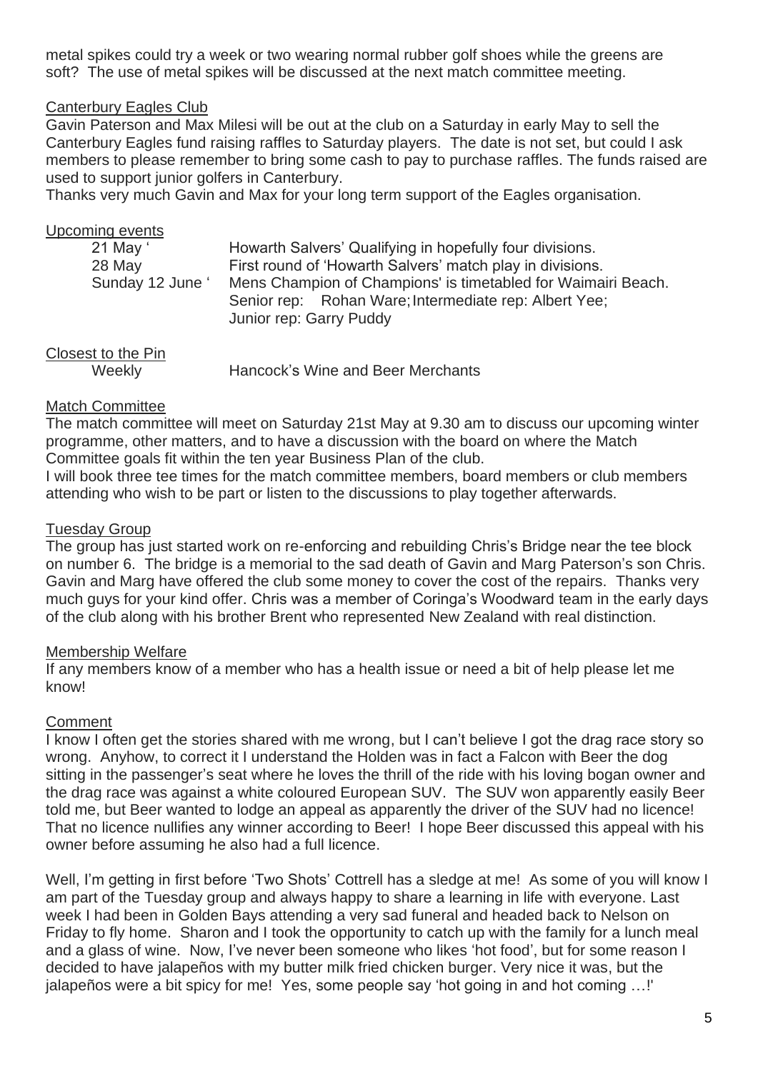metal spikes could try a week or two wearing normal rubber golf shoes while the greens are soft? The use of metal spikes will be discussed at the next match committee meeting.

## Canterbury Eagles Club

Gavin Paterson and Max Milesi will be out at the club on a Saturday in early May to sell the Canterbury Eagles fund raising raffles to Saturday players. The date is not set, but could I ask members to please remember to bring some cash to pay to purchase raffles. The funds raised are used to support junior golfers in Canterbury.

Thanks very much Gavin and Max for your long term support of the Eagles organisation.

## Upcoming events

| | |
|---|---|
| 21 May ' | Howarth Salvers' Qualifying in hopefully four divisions. |
| 28 May | First round of 'Howarth Salvers' match play in divisions. |
| Sunday 12 June ' | Mens Champion of Champions' is timetabled for Waimairi Beach. Senior rep: Rohan Ware; Intermediate rep: Albert Yee; Junior rep: Garry Puddy |

## Closest to the Pin

| | |
|---|---|
| Weekly | Hancock's Wine and Beer Merchants |

## Match Committee

The match committee will meet on Saturday 21st May at 9.30 am to discuss our upcoming winter programme, other matters, and to have a discussion with the board on where the Match Committee goals fit within the ten year Business Plan of the club.

I will book three tee times for the match committee members, board members or club members attending who wish to be part or listen to the discussions to play together afterwards.

## Tuesday Group

The group has just started work on re-enforcing and rebuilding Chris's Bridge near the tee block on number 6. The bridge is a memorial to the sad death of Gavin and Marg Paterson's son Chris. Gavin and Marg have offered the club some money to cover the cost of the repairs. Thanks very much guys for your kind offer. Chris was a member of Coringa's Woodward team in the early days of the club along with his brother Brent who represented New Zealand with real distinction.

## Membership Welfare

If any members know of a member who has a health issue or need a bit of help please let me know!

## Comment

I know I often get the stories shared with me wrong, but I can't believe I got the drag race story so wrong. Anyhow, to correct it I understand the Holden was in fact a Falcon with Beer the dog sitting in the passenger's seat where he loves the thrill of the ride with his loving bogan owner and the drag race was against a white coloured European SUV. The SUV won apparently easily Beer told me, but Beer wanted to lodge an appeal as apparently the driver of the SUV had no licence! That no licence nullifies any winner according to Beer! I hope Beer discussed this appeal with his owner before assuming he also had a full licence.

Well, I'm getting in first before 'Two Shots' Cottrell has a sledge at me! As some of you will know I am part of the Tuesday group and always happy to share a learning in life with everyone. Last week I had been in Golden Bays attending a very sad funeral and headed back to Nelson on Friday to fly home. Sharon and I took the opportunity to catch up with the family for a lunch meal and a glass of wine. Now, I've never been someone who likes 'hot food', but for some reason I decided to have jalapeños with my butter milk fried chicken burger. Very nice it was, but the jalapeños were a bit spicy for me! Yes, some people say 'hot going in and hot coming …!'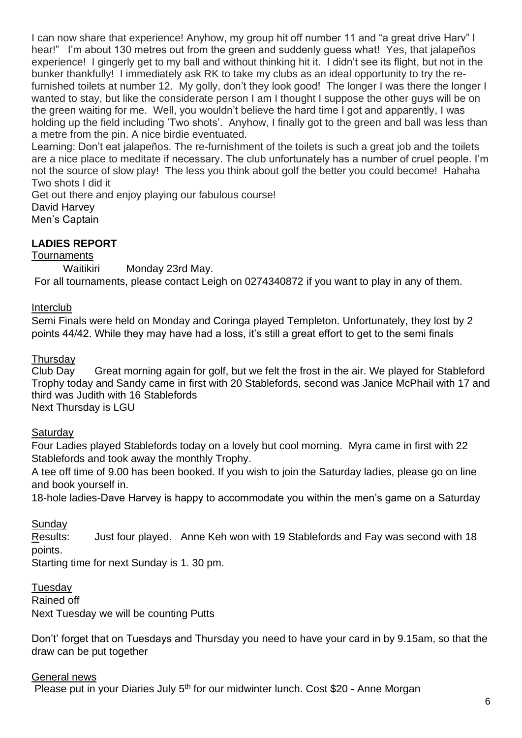I can now share that experience! Anyhow, my group hit off number 11 and "a great drive Harv" I hear!" I'm about 130 metres out from the green and suddenly guess what! Yes, that jalapeños experience! I gingerly get to my ball and without thinking hit it. I didn't see its flight, but not in the bunker thankfully! I immediately ask RK to take my clubs as an ideal opportunity to try the re-furnished toilets at number 12. My golly, don't they look good! The longer I was there the longer I wanted to stay, but like the considerate person I am I thought I suppose the other guys will be on the green waiting for me. Well, you wouldn't believe the hard time I got and apparently, I was holding up the field including 'Two shots'. Anyhow, I finally got to the green and ball was less than a metre from the pin. A nice birdie eventuated.

Learning: Don't eat jalapeños. The re-furnishment of the toilets is such a great job and the toilets are a nice place to meditate if necessary. The club unfortunately has a number of cruel people. I'm not the source of slow play! The less you think about golf the better you could become! Hahaha Two shots I did it

Get out there and enjoy playing our fabulous course!

David Harvey
Men's Captain

## LADIES REPORT

Tournaments

Waitikiri Monday 23rd May.

For all tournaments, please contact Leigh on 0274340872 if you want to play in any of them.

Interclub

Semi Finals were held on Monday and Coringa played Templeton. Unfortunately, they lost by 2 points 44/42. While they may have had a loss, it's still a great effort to get to the semi finals

Thursday

Club Day Great morning again for golf, but we felt the frost in the air. We played for Stableford Trophy today and Sandy came in first with 20 Stablefords, second was Janice McPhail with 17 and third was Judith with 16 Stablefords

Next Thursday is LGU

Saturday

Four Ladies played Stablefords today on a lovely but cool morning. Myra came in first with 22 Stablefords and took away the monthly Trophy.

A tee off time of 9.00 has been booked. If you wish to join the Saturday ladies, please go on line and book yourself in.

18-hole ladies-Dave Harvey is happy to accommodate you within the men's game on a Saturday

Sunday

Results: Just four played. Anne Keh won with 19 Stablefords and Fay was second with 18 points.

Starting time for next Sunday is 1. 30 pm.

Tuesday

Rained off

Next Tuesday we will be counting Putts

Don't' forget that on Tuesdays and Thursday you need to have your card in by 9.15am, so that the draw can be put together

General news

Please put in your Diaries July 5th for our midwinter lunch. Cost $20 - Anne Morgan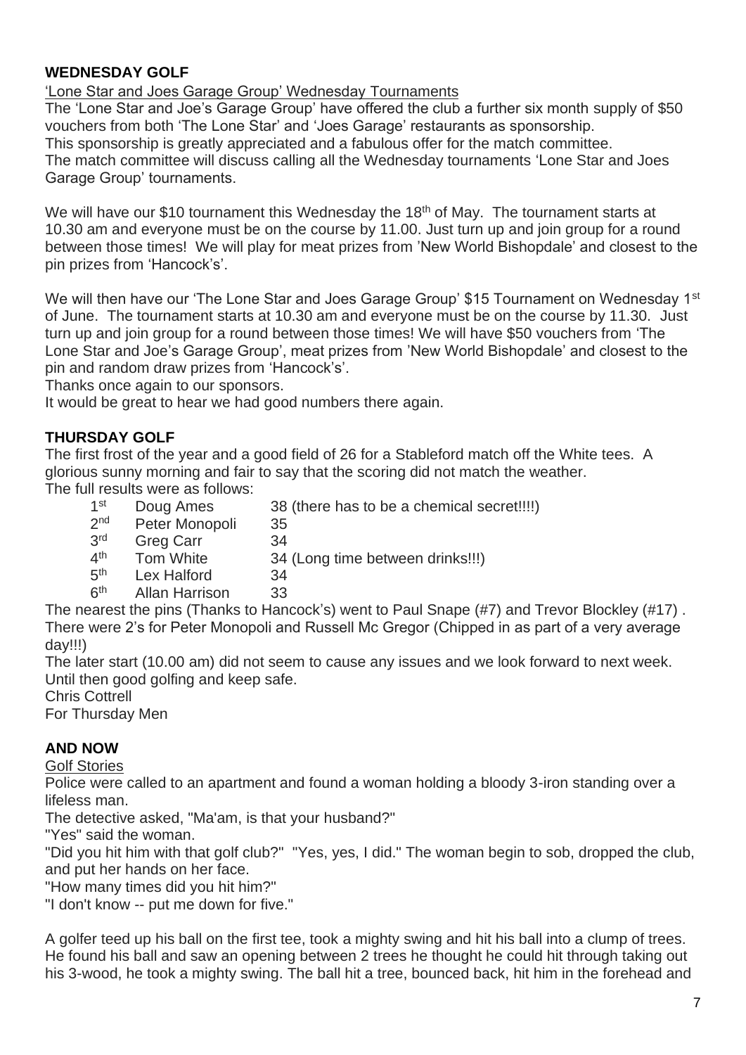## WEDNESDAY GOLF

'Lone Star and Joes Garage Group' Wednesday Tournaments

The 'Lone Star and Joe's Garage Group' have offered the club a further six month supply of $50 vouchers from both 'The Lone Star' and 'Joes Garage' restaurants as sponsorship.
This sponsorship is greatly appreciated and a fabulous offer for the match committee.
The match committee will discuss calling all the Wednesday tournaments 'Lone Star and Joes Garage Group' tournaments.

We will have our $10 tournament this Wednesday the 18th of May. The tournament starts at 10.30 am and everyone must be on the course by 11.00. Just turn up and join group for a round between those times! We will play for meat prizes from 'New World Bishopdale' and closest to the pin prizes from 'Hancock's'.

We will then have our 'The Lone Star and Joes Garage Group' $15 Tournament on Wednesday 1st of June. The tournament starts at 10.30 am and everyone must be on the course by 11.30. Just turn up and join group for a round between those times! We will have $50 vouchers from 'The Lone Star and Joe's Garage Group', meat prizes from 'New World Bishopdale' and closest to the pin and random draw prizes from 'Hancock's'.
Thanks once again to our sponsors.
It would be great to hear we had good numbers there again.

## THURSDAY GOLF

The first frost of the year and a good field of 26 for a Stableford match off the White tees. A glorious sunny morning and fair to say that the scoring did not match the weather.
The full results were as follows:

| | | |
|---|---|---|
| 1st | Doug Ames | 38 (there has to be a chemical secret!!!!) |
| 2nd | Peter Monopoli | 35 |
| 3rd | Greg Carr | 34 |
| 4th | Tom White | 34 (Long time between drinks!!!) |
| 5th | Lex Halford | 34 |
| 6th | Allan Harrison | 33 |

The nearest the pins (Thanks to Hancock's) went to Paul Snape (#7) and Trevor Blockley (#17) .
There were 2's for Peter Monopoli and Russell Mc Gregor (Chipped in as part of a very average day!!!)
The later start (10.00 am) did not seem to cause any issues and we look forward to next week.
Until then good golfing and keep safe.
Chris Cottrell
For Thursday Men

## AND NOW

Golf Stories

Police were called to an apartment and found a woman holding a bloody 3-iron standing over a lifeless man.
The detective asked, "Ma'am, is that your husband?"
"Yes" said the woman.
"Did you hit him with that golf club?" "Yes, yes, I did." The woman begin to sob, dropped the club, and put her hands on her face.
"How many times did you hit him?"
"I don't know -- put me down for five."

A golfer teed up his ball on the first tee, took a mighty swing and hit his ball into a clump of trees. He found his ball and saw an opening between 2 trees he thought he could hit through taking out his 3-wood, he took a mighty swing. The ball hit a tree, bounced back, hit him in the forehead and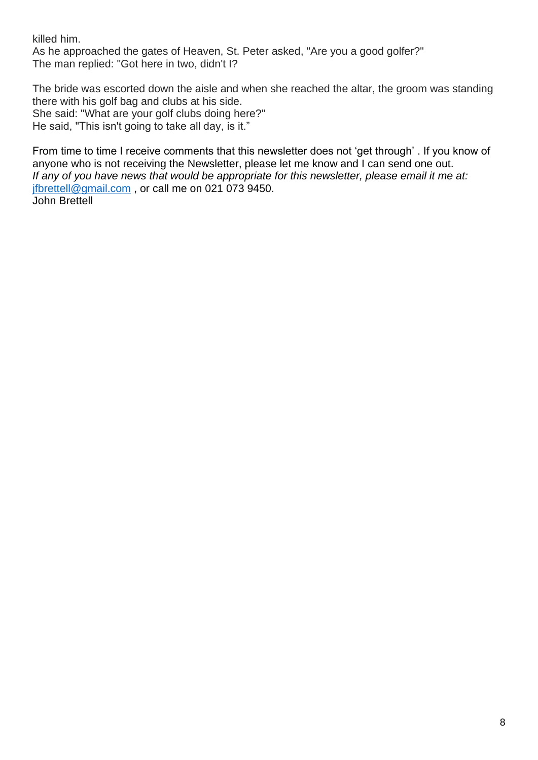killed him.
As he approached the gates of Heaven, St. Peter asked, "Are you a good golfer?"
The man replied: "Got here in two, didn't I?

The bride was escorted down the aisle and when she reached the altar, the groom was standing there with his golf bag and clubs at his side.
She said: "What are your golf clubs doing here?"
He said, "This isn't going to take all day, is it."

From time to time I receive comments that this newsletter does not 'get through' . If you know of anyone who is not receiving the Newsletter, please let me know and I can send one out.
*If any of you have news that would be appropriate for this newsletter, please email it me at:* jfbrettell@gmail.com , or call me on 021 073 9450.
John Brettell